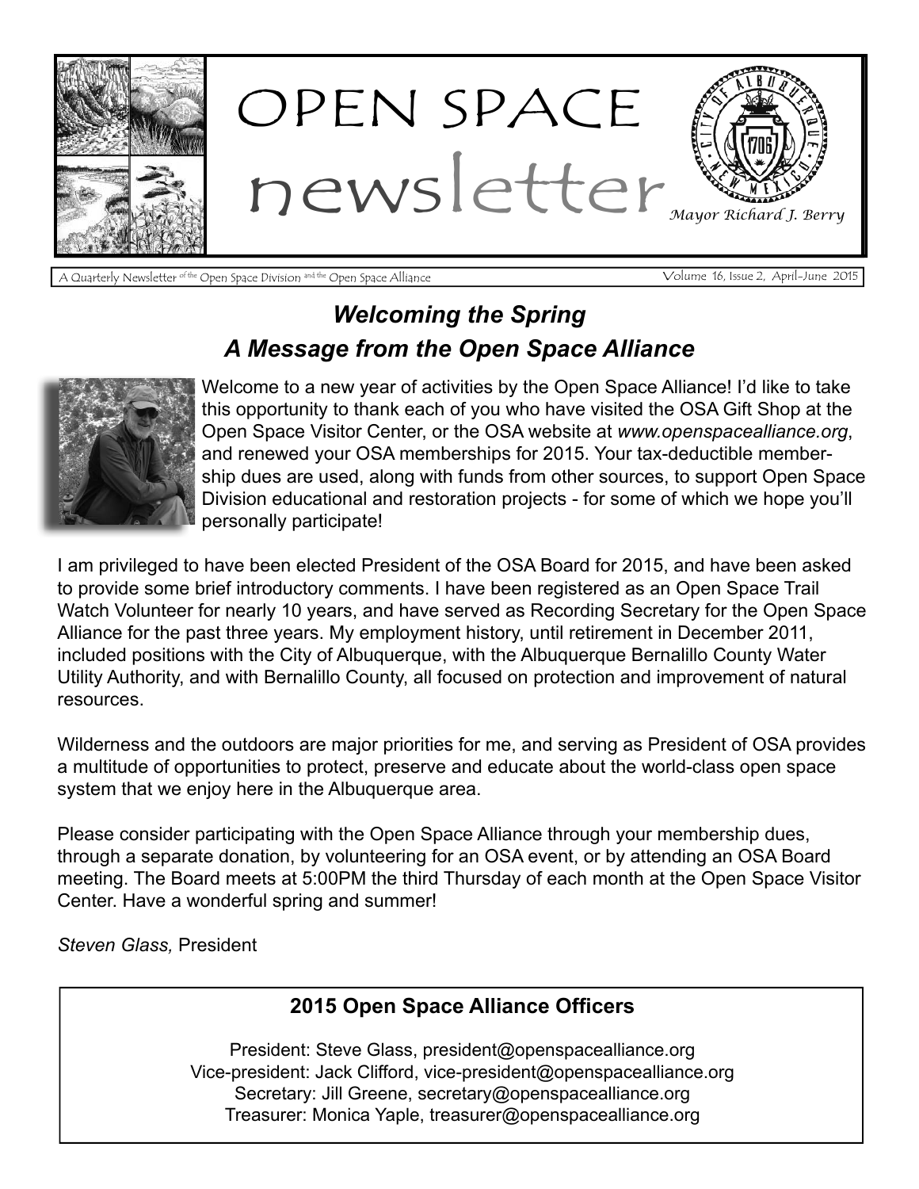# OPEN SPACE newsletter

*Mayor Richard J. Berry*

A Quarterly Newsletter of the Open Space Division and the Open Space Alliance — Volume 16, Issue 2, April-June 2015

## *Welcoming the Spring*
## *A Message from the Open Space Alliance*

Welcome to a new year of activities by the Open Space Alliance! I'd like to take this opportunity to thank each of you who have visited the OSA Gift Shop at the Open Space Visitor Center, or the OSA website at *www.openspacealliance.org*, and renewed your OSA memberships for 2015. Your tax-deductible membership dues are used, along with funds from other sources, to support Open Space Division educational and restoration projects - for some of which we hope you'll personally participate!

I am privileged to have been elected President of the OSA Board for 2015, and have been asked to provide some brief introductory comments. I have been registered as an Open Space Trail Watch Volunteer for nearly 10 years, and have served as Recording Secretary for the Open Space Alliance for the past three years. My employment history, until retirement in December 2011, included positions with the City of Albuquerque, with the Albuquerque Bernalillo County Water Utility Authority, and with Bernalillo County, all focused on protection and improvement of natural resources.

Wilderness and the outdoors are major priorities for me, and serving as President of OSA provides a multitude of opportunities to protect, preserve and educate about the world-class open space system that we enjoy here in the Albuquerque area.

Please consider participating with the Open Space Alliance through your membership dues, through a separate donation, by volunteering for an OSA event, or by attending an OSA Board meeting. The Board meets at 5:00PM the third Thursday of each month at the Open Space Visitor Center. Have a wonderful spring and summer!

*Steven Glass,* President

### 2015 Open Space Alliance Officers

President: Steve Glass, president@openspacealliance.org
Vice-president: Jack Clifford, vice-president@openspacealliance.org
Secretary: Jill Greene, secretary@openspacealliance.org
Treasurer: Monica Yaple, treasurer@openspacealliance.org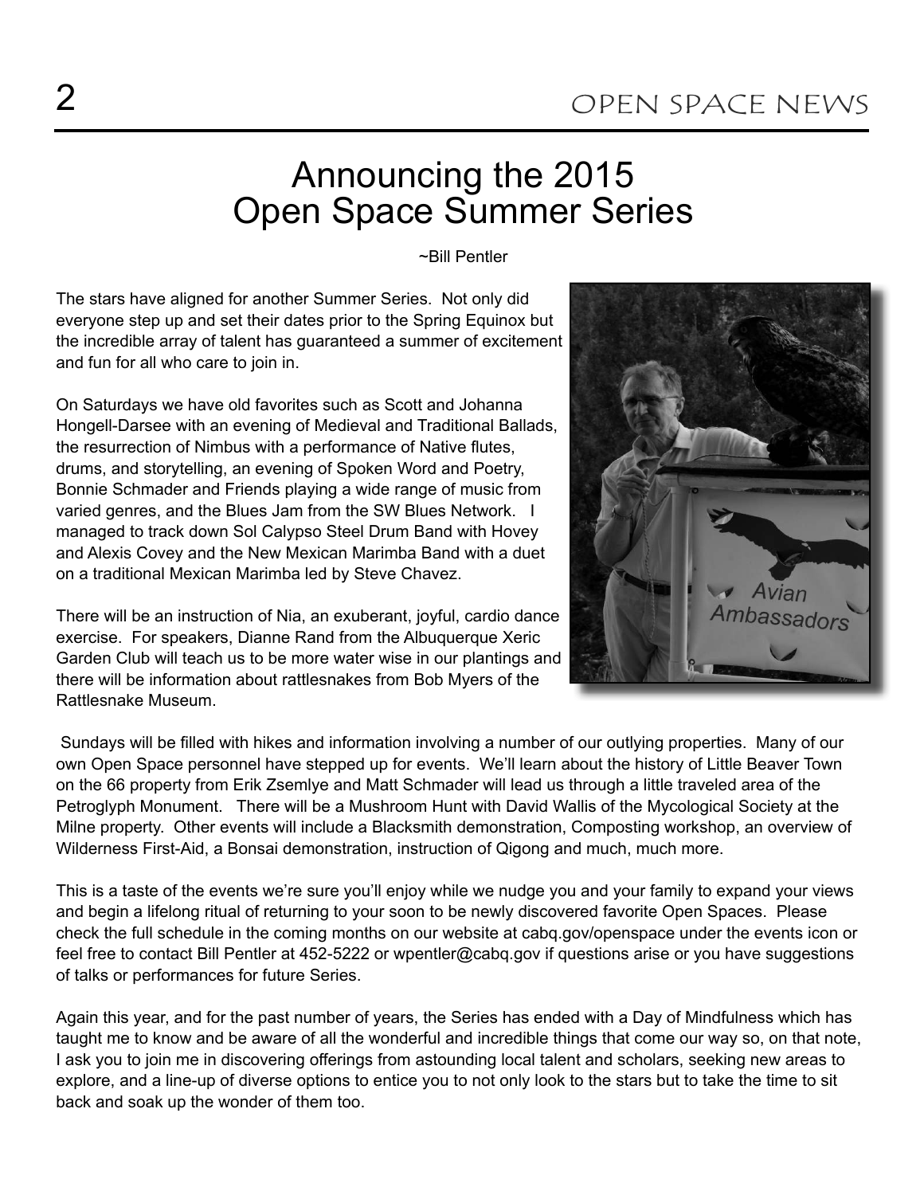# Announcing the 2015 Open Space Summer Series

~Bill Pentler

The stars have aligned for another Summer Series. Not only did everyone step up and set their dates prior to the Spring Equinox but the incredible array of talent has guaranteed a summer of excitement and fun for all who care to join in.

On Saturdays we have old favorites such as Scott and Johanna Hongell-Darsee with an evening of Medieval and Traditional Ballads, the resurrection of Nimbus with a performance of Native flutes, drums, and storytelling, an evening of Spoken Word and Poetry, Bonnie Schmader and Friends playing a wide range of music from varied genres, and the Blues Jam from the SW Blues Network. I managed to track down Sol Calypso Steel Drum Band with Hovey and Alexis Covey and the New Mexican Marimba Band with a duet on a traditional Mexican Marimba led by Steve Chavez.

There will be an instruction of Nia, an exuberant, joyful, cardio dance exercise. For speakers, Dianne Rand from the Albuquerque Xeric Garden Club will teach us to be more water wise in our plantings and there will be information about rattlesnakes from Bob Myers of the Rattlesnake Museum.

Sundays will be filled with hikes and information involving a number of our outlying properties. Many of our own Open Space personnel have stepped up for events. We'll learn about the history of Little Beaver Town on the 66 property from Erik Zsemlye and Matt Schmader will lead us through a little traveled area of the Petroglyph Monument. There will be a Mushroom Hunt with David Wallis of the Mycological Society at the Milne property. Other events will include a Blacksmith demonstration, Composting workshop, an overview of Wilderness First-Aid, a Bonsai demonstration, instruction of Qigong and much, much more.

This is a taste of the events we're sure you'll enjoy while we nudge you and your family to expand your views and begin a lifelong ritual of returning to your soon to be newly discovered favorite Open Spaces. Please check the full schedule in the coming months on our website at cabq.gov/openspace under the events icon or feel free to contact Bill Pentler at 452-5222 or wpentler@cabq.gov if questions arise or you have suggestions of talks or performances for future Series.

Again this year, and for the past number of years, the Series has ended with a Day of Mindfulness which has taught me to know and be aware of all the wonderful and incredible things that come our way so, on that note, I ask you to join me in discovering offerings from astounding local talent and scholars, seeking new areas to explore, and a line-up of diverse options to entice you to not only look to the stars but to take the time to sit back and soak up the wonder of them too.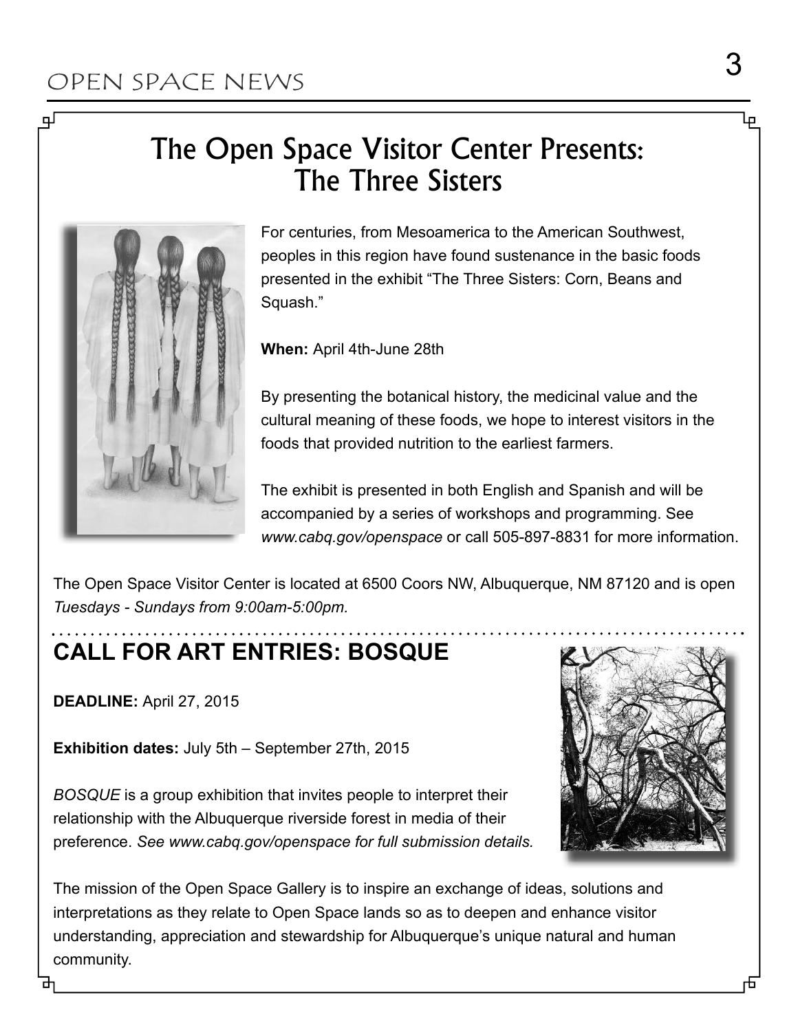# The Open Space Visitor Center Presents: The Three Sisters

For centuries, from Mesoamerica to the American Southwest, peoples in this region have found sustenance in the basic foods presented in the exhibit "The Three Sisters: Corn, Beans and Squash."

**When:** April 4th-June 28th

By presenting the botanical history, the medicinal value and the cultural meaning of these foods, we hope to interest visitors in the foods that provided nutrition to the earliest farmers.

The exhibit is presented in both English and Spanish and will be accompanied by a series of workshops and programming. See *www.cabq.gov/openspace* or call 505-897-8831 for more information.

The Open Space Visitor Center is located at 6500 Coors NW, Albuquerque, NM 87120 and is open *Tuesdays - Sundays from 9:00am-5:00pm.*

## CALL FOR ART ENTRIES: BOSQUE

**DEADLINE:** April 27, 2015

**Exhibition dates:** July 5th – September 27th, 2015

*BOSQUE* is a group exhibition that invites people to interpret their relationship with the Albuquerque riverside forest in media of their preference. *See www.cabq.gov/openspace for full submission details.*

The mission of the Open Space Gallery is to inspire an exchange of ideas, solutions and interpretations as they relate to Open Space lands so as to deepen and enhance visitor understanding, appreciation and stewardship for Albuquerque's unique natural and human community.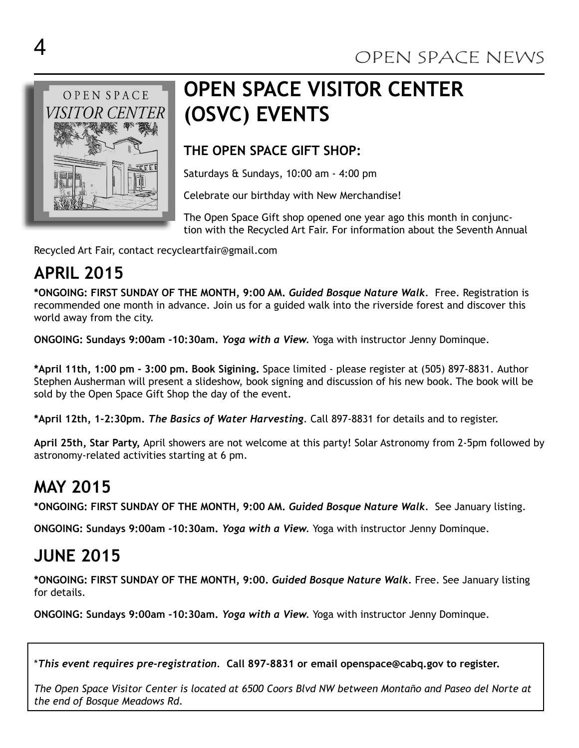# OPEN SPACE VISITOR CENTER (OSVC) EVENTS

### THE OPEN SPACE GIFT SHOP:

Saturdays & Sundays, 10:00 am - 4:00 pm

Celebrate our birthday with New Merchandise!

The Open Space Gift shop opened one year ago this month in conjunction with the Recycled Art Fair. For information about the Seventh Annual Recycled Art Fair, contact recycleartfair@gmail.com

## APRIL 2015

**\*ONGOING: FIRST SUNDAY OF THE MONTH, 9:00 AM. *Guided Bosque Nature Walk*.** Free. Registration is recommended one month in advance. Join us for a guided walk into the riverside forest and discover this world away from the city.

**ONGOING: Sundays 9:00am -10:30am. *Yoga with a View*.** Yoga with instructor Jenny Dominque.

**\*April 11th, 1:00 pm - 3:00 pm. Book Sigining.** Space limited - please register at (505) 897-8831. Author Stephen Ausherman will present a slideshow, book signing and discussion of his new book. The book will be sold by the Open Space Gift Shop the day of the event.

**\*April 12th, 1-2:30pm. *The Basics of Water Harvesting*.** Call 897-8831 for details and to register.

**April 25th, Star Party,** April showers are not welcome at this party! Solar Astronomy from 2-5pm followed by astronomy-related activities starting at 6 pm.

## MAY 2015

**\*ONGOING: FIRST SUNDAY OF THE MONTH, 9:00 AM. *Guided Bosque Nature Walk*.** See January listing.

**ONGOING: Sundays 9:00am -10:30am. *Yoga with a View*.** Yoga with instructor Jenny Dominque.

## JUNE 2015

**\*ONGOING: FIRST SUNDAY OF THE MONTH, 9:00. *Guided Bosque Nature Walk*.** Free. See January listing for details.

**ONGOING: Sundays 9:00am -10:30am. *Yoga with a View*.** Yoga with instructor Jenny Dominque.

---

\**This event requires pre-registration.* **Call 897-8831 or email openspace@cabq.gov to register.**

*The Open Space Visitor Center is located at 6500 Coors Blvd NW between Montaño and Paseo del Norte at the end of Bosque Meadows Rd.*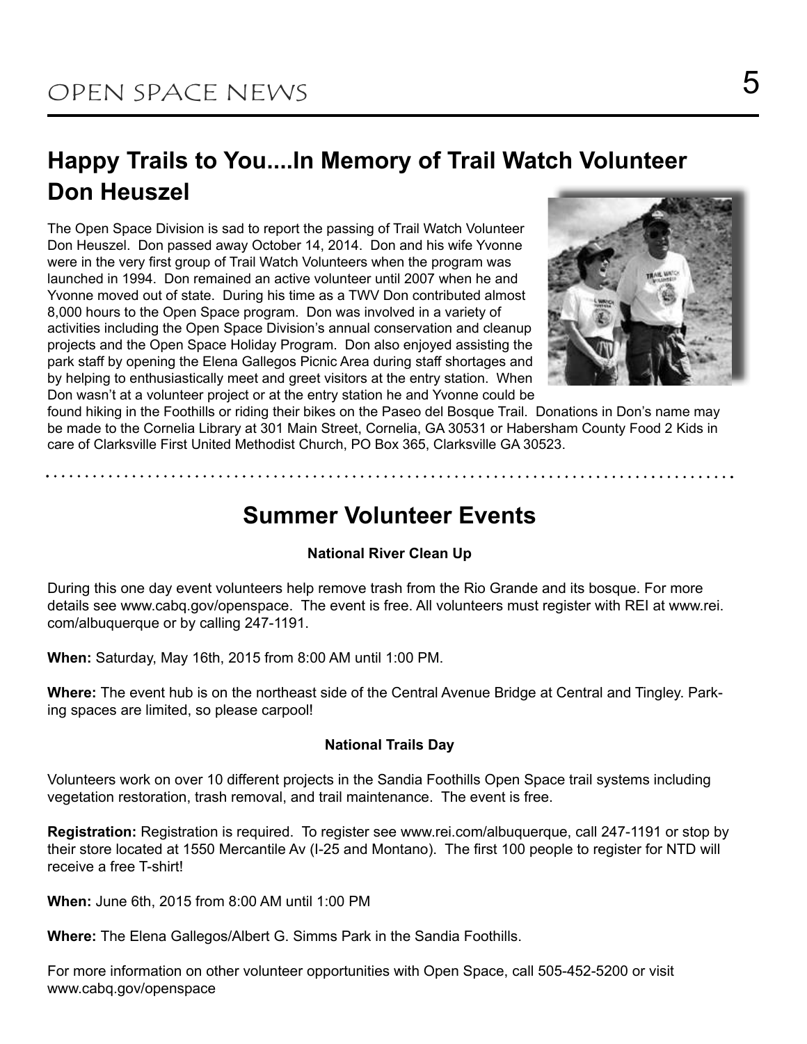## Happy Trails to You....In Memory of Trail Watch Volunteer Don Heuszel

The Open Space Division is sad to report the passing of Trail Watch Volunteer Don Heuszel. Don passed away October 14, 2014. Don and his wife Yvonne were in the very first group of Trail Watch Volunteers when the program was launched in 1994. Don remained an active volunteer until 2007 when he and Yvonne moved out of state. During his time as a TWV Don contributed almost 8,000 hours to the Open Space program. Don was involved in a variety of activities including the Open Space Division's annual conservation and cleanup projects and the Open Space Holiday Program. Don also enjoyed assisting the park staff by opening the Elena Gallegos Picnic Area during staff shortages and by helping to enthusiastically meet and greet visitors at the entry station. When Don wasn't at a volunteer project or at the entry station he and Yvonne could be found hiking in the Foothills or riding their bikes on the Paseo del Bosque Trail. Donations in Don's name may be made to the Cornelia Library at 301 Main Street, Cornelia, GA 30531 or Habersham County Food 2 Kids in care of Clarksville First United Methodist Church, PO Box 365, Clarksville GA 30523.

## Summer Volunteer Events

### National River Clean Up

During this one day event volunteers help remove trash from the Rio Grande and its bosque. For more details see www.cabq.gov/openspace. The event is free. All volunteers must register with REI at www.rei.com/albuquerque or by calling 247-1191.

**When:** Saturday, May 16th, 2015 from 8:00 AM until 1:00 PM.

**Where:** The event hub is on the northeast side of the Central Avenue Bridge at Central and Tingley. Parking spaces are limited, so please carpool!

### National Trails Day

Volunteers work on over 10 different projects in the Sandia Foothills Open Space trail systems including vegetation restoration, trash removal, and trail maintenance. The event is free.

**Registration:** Registration is required. To register see www.rei.com/albuquerque, call 247-1191 or stop by their store located at 1550 Mercantile Av (I-25 and Montano). The first 100 people to register for NTD will receive a free T-shirt!

**When:** June 6th, 2015 from 8:00 AM until 1:00 PM

**Where:** The Elena Gallegos/Albert G. Simms Park in the Sandia Foothills.

For more information on other volunteer opportunities with Open Space, call 505-452-5200 or visit www.cabq.gov/openspace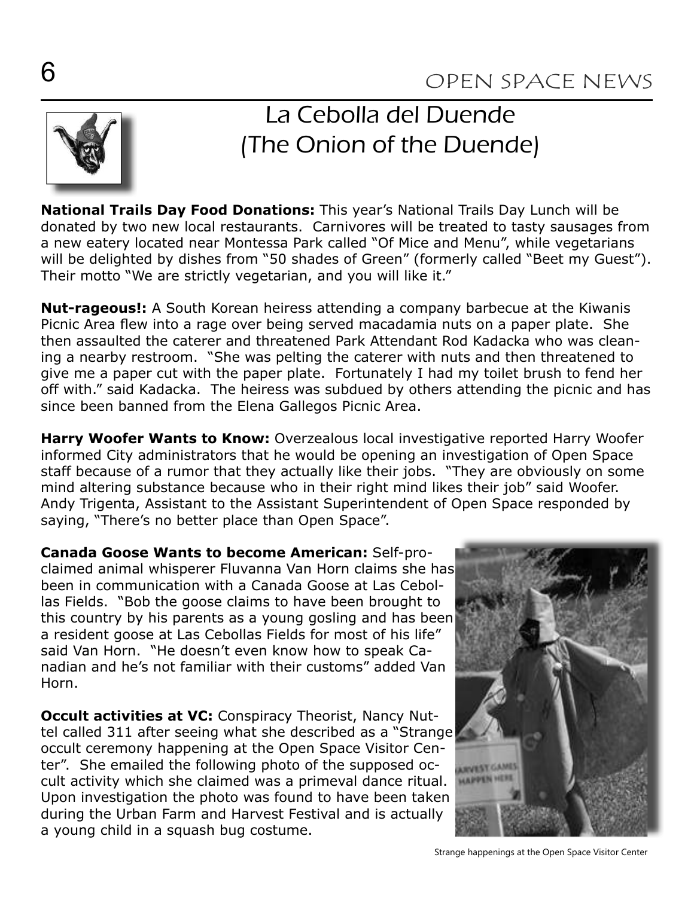# La Cebolla del Duende
## (The Onion of the Duende)

**National Trails Day Food Donations:** This year's National Trails Day Lunch will be donated by two new local restaurants. Carnivores will be treated to tasty sausages from a new eatery located near Montessa Park called "Of Mice and Menu", while vegetarians will be delighted by dishes from "50 shades of Green" (formerly called "Beet my Guest"). Their motto "We are strictly vegetarian, and you will like it."

**Nut-rageous!:** A South Korean heiress attending a company barbecue at the Kiwanis Picnic Area flew into a rage over being served macadamia nuts on a paper plate. She then assaulted the caterer and threatened Park Attendant Rod Kadacka who was cleaning a nearby restroom. "She was pelting the caterer with nuts and then threatened to give me a paper cut with the paper plate. Fortunately I had my toilet brush to fend her off with." said Kadacka. The heiress was subdued by others attending the picnic and has since been banned from the Elena Gallegos Picnic Area.

**Harry Woofer Wants to Know:** Overzealous local investigative reported Harry Woofer informed City administrators that he would be opening an investigation of Open Space staff because of a rumor that they actually like their jobs. "They are obviously on some mind altering substance because who in their right mind likes their job" said Woofer. Andy Trigenta, Assistant to the Assistant Superintendent of Open Space responded by saying, "There's no better place than Open Space".

**Canada Goose Wants to become American:** Self-proclaimed animal whisperer Fluvanna Van Horn claims she has been in communication with a Canada Goose at Las Cebollas Fields. "Bob the goose claims to have been brought to this country by his parents as a young gosling and has been a resident goose at Las Cebollas Fields for most of his life" said Van Horn. "He doesn't even know how to speak Canadian and he's not familiar with their customs" added Van Horn.

**Occult activities at VC:** Conspiracy Theorist, Nancy Nuttel called 311 after seeing what she described as a "Strange occult ceremony happening at the Open Space Visitor Center". She emailed the following photo of the supposed occult activity which she claimed was a primeval dance ritual. Upon investigation the photo was found to have been taken during the Urban Farm and Harvest Festival and is actually a young child in a squash bug costume.

Strange happenings at the Open Space Visitor Center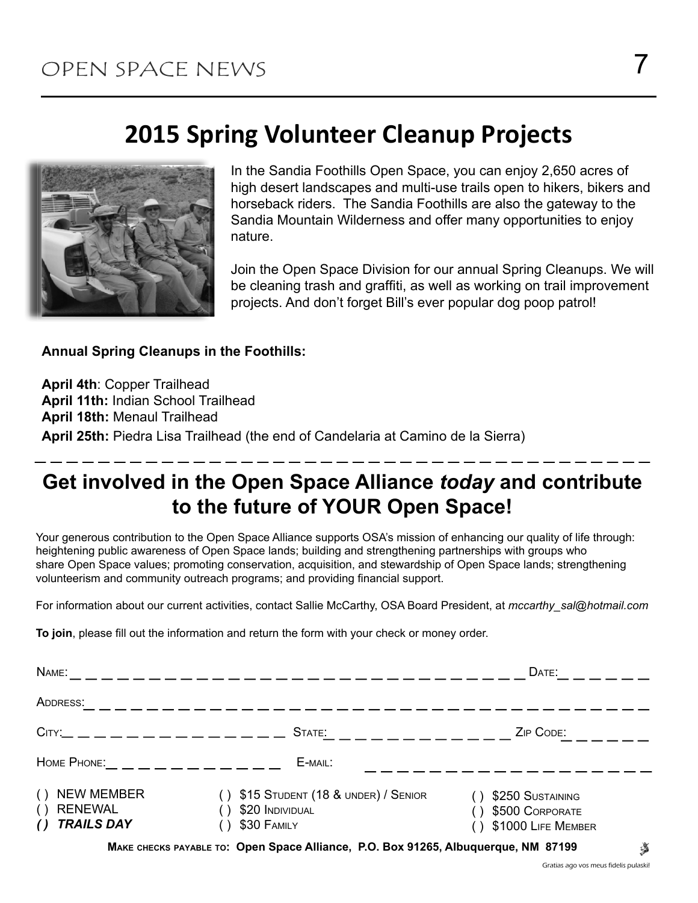## 2015 Spring Volunteer Cleanup Projects

In the Sandia Foothills Open Space, you can enjoy 2,650 acres of high desert landscapes and multi-use trails open to hikers, bikers and horseback riders. The Sandia Foothills are also the gateway to the Sandia Mountain Wilderness and offer many opportunities to enjoy nature.

Join the Open Space Division for our annual Spring Cleanups. We will be cleaning trash and graffiti, as well as working on trail improvement projects. And don't forget Bill's ever popular dog poop patrol!

**Annual Spring Cleanups in the Foothills:**

**April 4th**: Copper Trailhead
**April 11th:** Indian School Trailhead
**April 18th:** Menaul Trailhead
**April 25th:** Piedra Lisa Trailhead (the end of Candelaria at Camino de la Sierra)

---

## Get involved in the Open Space Alliance *today* and contribute to the future of YOUR Open Space!

Your generous contribution to the Open Space Alliance supports OSA's mission of enhancing our quality of life through: heightening public awareness of Open Space lands; building and strengthening partnerships with groups who share Open Space values; promoting conservation, acquisition, and stewardship of Open Space lands; strengthening volunteerism and community outreach programs; and providing financial support.

For information about our current activities, contact Sallie McCarthy, OSA Board President, at *mccarthy_sal@hotmail.com*

**To join**, please fill out the information and return the form with your check or money order.

Name: ______________________________ Date: ________

Address: ______________________________

City: ______________ State: ______________ Zip Code: ________

Home Phone: ______________ E-mail: ______________________

( ) NEW MEMBER
( ) RENEWAL
***( ) TRAILS DAY***

( ) $15 Student (18 & under) / Senior
( ) $20 Individual
( ) $30 Family

( ) $250 Sustaining
( ) $500 Corporate
( ) $1000 Life Member

**Make checks payable to: Open Space Alliance, P.O. Box 91265, Albuquerque, NM 87199**

Gratias ago vos meus fidelis pulaski!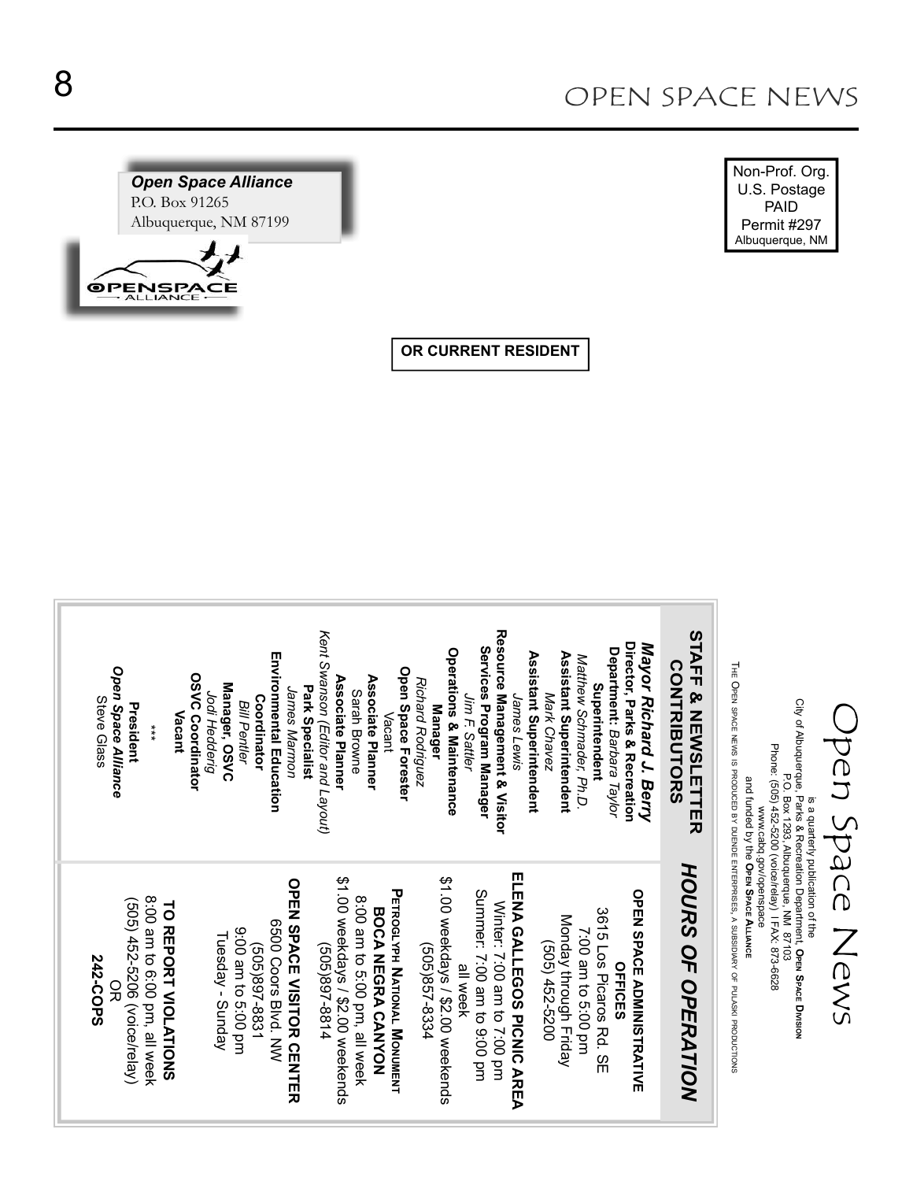**Open Space Alliance**
P.O. Box 91265
Albuquerque, NM 87199

Non-Prof. Org.
U.S. Postage
PAID
Permit #297
Albuquerque, NM

**OR CURRENT RESIDENT**

# Open Space News

is a quarterly publication of the
City of Albuquerque, Parks & Recreation Department, Open Space Division
P.O. Box 1293, Albuquerque, NM 87103
Phone: (505) 452-5200 (voice/relay) | FAX: 873-6628
www.cabq.gov/openspace
and funded by the Open Space Alliance

The Open space news is produced by duende enterprises, a subsidiary of pulaski productions

## STAFF & NEWSLETTER CONTRIBUTORS

***Mayor Richard J. Berry***

**Director, Parks & Recreation Department:** *Barbara Taylor*

**Superintendent**
*Matthew Schmader, Ph.D.*

**Assistant Superintendent**
*Mark Chavez*

**Assistant Superintendent**
*James Lewis*

**Resource Management & Visitor Services Program Manager**
*Jim F. Sattler*

**Operations & Maintenance Manager**
*Richard Rodriguez*

**Open Space Forester**
Vacant

**Associate Planner**
Sarah Browne

**Associate Planner**
*Kent Swanson (Editor and Layout)*

**Park Specialist**
*James Marmon*

**Environmental Education Coordinator**
*Bill Pentler*

**Manager, OSVC**
*Jodi Hedderig*

**OSVC Coordinator**
**Vacant**

\*\*\*

**President**
***Open Space Alliance***
Steve Glass

## *HOURS OF OPERATION*

**OPEN SPACE ADMINISTRATIVE OFFICES**
3615 Los Picaros Rd. SE
7:00 am to 5:00 pm
Monday through Friday
(505) 452-5200

**ELENA GALLEGOS PICNIC AREA**
Winter: 7:00 am to 7:00 pm
Summer: 7:00 am to 9:00 pm
all week
$1.00 weekdays / $2.00 weekends
(505)857-8334

**Petroglyph National Monument**
**BOCA NEGRA CANYON**
8:00 am to 5:00 pm, all week
$1.00 weekdays / $2.00 weekends
(505)897-8814

**OPEN SPACE VISITOR CENTER**
6500 Coors Blvd. NW
(505)897-8831
9:00 am to 5:00 pm
Tuesday - Sunday

**TO REPORT VIOLATIONS**
8:00 am to 6:00 pm, all week
(505) 452-5206 (voice/relay)
OR
**242-COPS**